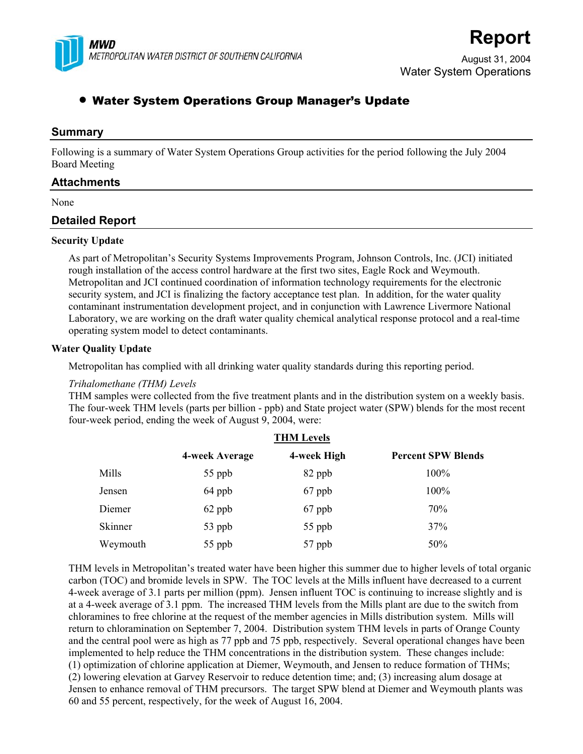**MWD**
*METROPOLITAN WATER DISTRICT OF SOUTHERN CALIFORNIA*

# Report

August 31, 2004
Water System Operations

- **Water System Operations Group Manager's Update**

## Summary

Following is a summary of Water System Operations Group activities for the period following the July 2004 Board Meeting

## Attachments

None

## Detailed Report

### Security Update

As part of Metropolitan's Security Systems Improvements Program, Johnson Controls, Inc. (JCI) initiated rough installation of the access control hardware at the first two sites, Eagle Rock and Weymouth. Metropolitan and JCI continued coordination of information technology requirements for the electronic security system, and JCI is finalizing the factory acceptance test plan. In addition, for the water quality contaminant instrumentation development project, and in conjunction with Lawrence Livermore National Laboratory, we are working on the draft water quality chemical analytical response protocol and a real-time operating system model to detect contaminants.

### Water Quality Update

Metropolitan has complied with all drinking water quality standards during this reporting period.

*Trihalomethane (THM) Levels*
THM samples were collected from the five treatment plants and in the distribution system on a weekly basis. The four-week THM levels (parts per billion - ppb) and State project water (SPW) blends for the most recent four-week period, ending the week of August 9, 2004, were:

**THM Levels**

| | 4-week Average | 4-week High | Percent SPW Blends |
|---|---|---|---|
| Mills | 55 ppb | 82 ppb | 100% |
| Jensen | 64 ppb | 67 ppb | 100% |
| Diemer | 62 ppb | 67 ppb | 70% |
| Skinner | 53 ppb | 55 ppb | 37% |
| Weymouth | 55 ppb | 57 ppb | 50% |

THM levels in Metropolitan's treated water have been higher this summer due to higher levels of total organic carbon (TOC) and bromide levels in SPW. The TOC levels at the Mills influent have decreased to a current 4-week average of 3.1 parts per million (ppm). Jensen influent TOC is continuing to increase slightly and is at a 4-week average of 3.1 ppm. The increased THM levels from the Mills plant are due to the switch from chloramines to free chlorine at the request of the member agencies in Mills distribution system. Mills will return to chloramination on September 7, 2004. Distribution system THM levels in parts of Orange County and the central pool were as high as 77 ppb and 75 ppb, respectively. Several operational changes have been implemented to help reduce the THM concentrations in the distribution system. These changes include: (1) optimization of chlorine application at Diemer, Weymouth, and Jensen to reduce formation of THMs; (2) lowering elevation at Garvey Reservoir to reduce detention time; and; (3) increasing alum dosage at Jensen to enhance removal of THM precursors. The target SPW blend at Diemer and Weymouth plants was 60 and 55 percent, respectively, for the week of August 16, 2004.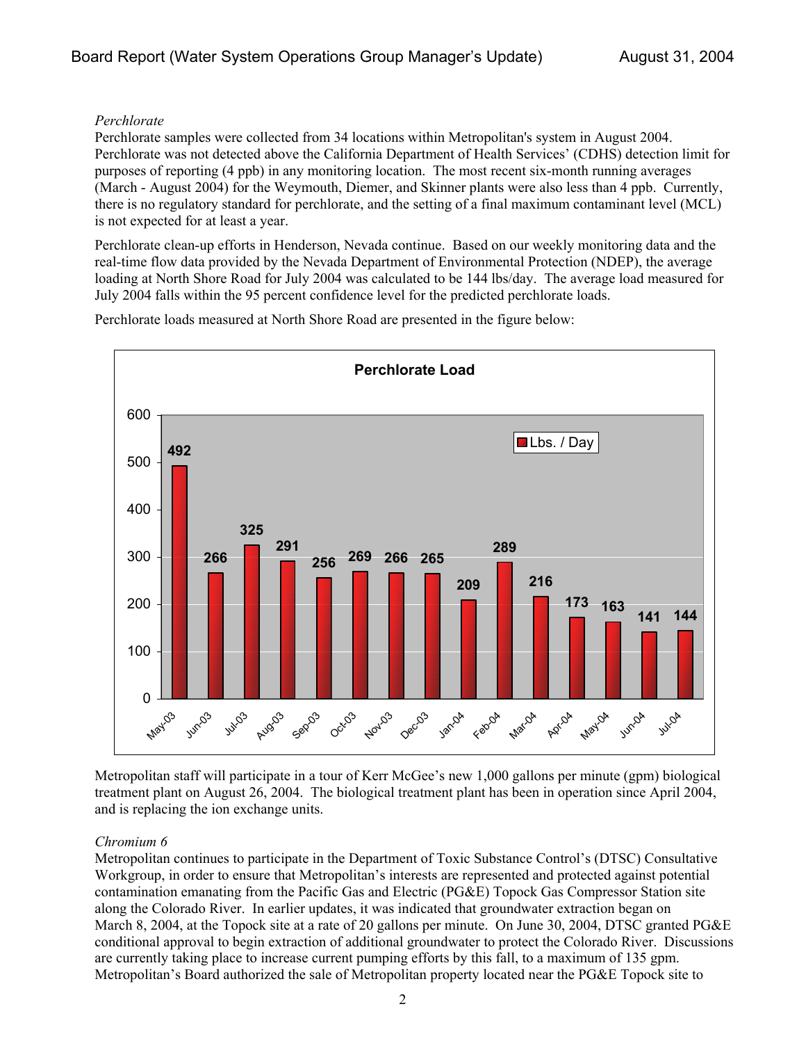*Perchlorate*

Perchlorate samples were collected from 34 locations within Metropolitan's system in August 2004. Perchlorate was not detected above the California Department of Health Services' (CDHS) detection limit for purposes of reporting (4 ppb) in any monitoring location. The most recent six-month running averages (March - August 2004) for the Weymouth, Diemer, and Skinner plants were also less than 4 ppb. Currently, there is no regulatory standard for perchlorate, and the setting of a final maximum contaminant level (MCL) is not expected for at least a year.

Perchlorate clean-up efforts in Henderson, Nevada continue. Based on our weekly monitoring data and the real-time flow data provided by the Nevada Department of Environmental Protection (NDEP), the average loading at North Shore Road for July 2004 was calculated to be 144 lbs/day. The average load measured for July 2004 falls within the 95 percent confidence level for the predicted perchlorate loads.

Perchlorate loads measured at North Shore Road are presented in the figure below:

**Perchlorate Load**

| Month | Lbs. / Day |
|---|---|
| May-03 | 492 |
| Jun-03 | 266 |
| Jul-03 | 325 |
| Aug-03 | 291 |
| Sep-03 | 256 |
| Oct-03 | 269 |
| Nov-03 | 266 |
| Dec-03 | 265 |
| Jan-04 | 209 |
| Feb-04 | 289 |
| Mar-04 | 216 |
| Apr-04 | 173 |
| May-04 | 163 |
| Jun-04 | 141 |
| Jul-04 | 144 |

Metropolitan staff will participate in a tour of Kerr McGee's new 1,000 gallons per minute (gpm) biological treatment plant on August 26, 2004. The biological treatment plant has been in operation since April 2004, and is replacing the ion exchange units.

*Chromium 6*

Metropolitan continues to participate in the Department of Toxic Substance Control's (DTSC) Consultative Workgroup, in order to ensure that Metropolitan's interests are represented and protected against potential contamination emanating from the Pacific Gas and Electric (PG&E) Topock Gas Compressor Station site along the Colorado River. In earlier updates, it was indicated that groundwater extraction began on March 8, 2004, at the Topock site at a rate of 20 gallons per minute. On June 30, 2004, DTSC granted PG&E conditional approval to begin extraction of additional groundwater to protect the Colorado River. Discussions are currently taking place to increase current pumping efforts by this fall, to a maximum of 135 gpm. Metropolitan's Board authorized the sale of Metropolitan property located near the PG&E Topock site to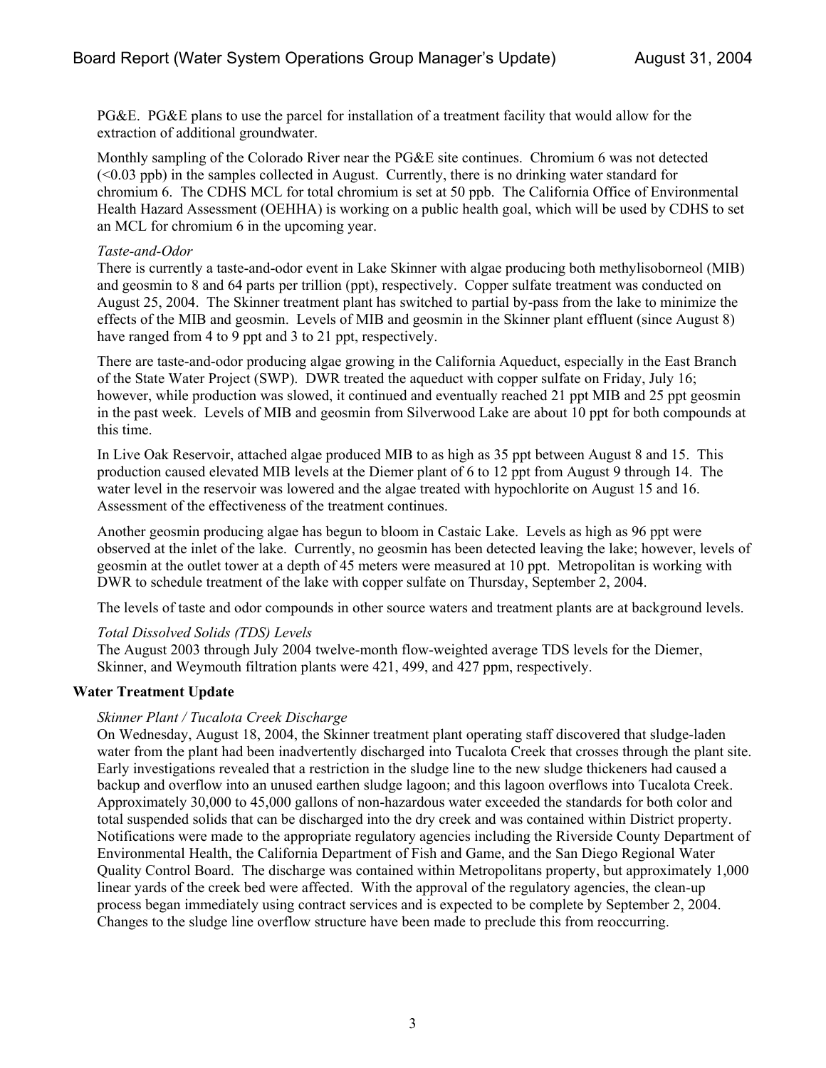PG&E. PG&E plans to use the parcel for installation of a treatment facility that would allow for the extraction of additional groundwater.

Monthly sampling of the Colorado River near the PG&E site continues. Chromium 6 was not detected (<0.03 ppb) in the samples collected in August. Currently, there is no drinking water standard for chromium 6. The CDHS MCL for total chromium is set at 50 ppb. The California Office of Environmental Health Hazard Assessment (OEHHA) is working on a public health goal, which will be used by CDHS to set an MCL for chromium 6 in the upcoming year.

*Taste-and-Odor*

There is currently a taste-and-odor event in Lake Skinner with algae producing both methylisoborneol (MIB) and geosmin to 8 and 64 parts per trillion (ppt), respectively. Copper sulfate treatment was conducted on August 25, 2004. The Skinner treatment plant has switched to partial by-pass from the lake to minimize the effects of the MIB and geosmin. Levels of MIB and geosmin in the Skinner plant effluent (since August 8) have ranged from 4 to 9 ppt and 3 to 21 ppt, respectively.

There are taste-and-odor producing algae growing in the California Aqueduct, especially in the East Branch of the State Water Project (SWP). DWR treated the aqueduct with copper sulfate on Friday, July 16; however, while production was slowed, it continued and eventually reached 21 ppt MIB and 25 ppt geosmin in the past week. Levels of MIB and geosmin from Silverwood Lake are about 10 ppt for both compounds at this time.

In Live Oak Reservoir, attached algae produced MIB to as high as 35 ppt between August 8 and 15. This production caused elevated MIB levels at the Diemer plant of 6 to 12 ppt from August 9 through 14. The water level in the reservoir was lowered and the algae treated with hypochlorite on August 15 and 16. Assessment of the effectiveness of the treatment continues.

Another geosmin producing algae has begun to bloom in Castaic Lake. Levels as high as 96 ppt were observed at the inlet of the lake. Currently, no geosmin has been detected leaving the lake; however, levels of geosmin at the outlet tower at a depth of 45 meters were measured at 10 ppt. Metropolitan is working with DWR to schedule treatment of the lake with copper sulfate on Thursday, September 2, 2004.

The levels of taste and odor compounds in other source waters and treatment plants are at background levels.

*Total Dissolved Solids (TDS) Levels*

The August 2003 through July 2004 twelve-month flow-weighted average TDS levels for the Diemer, Skinner, and Weymouth filtration plants were 421, 499, and 427 ppm, respectively.

**Water Treatment Update**

*Skinner Plant / Tucalota Creek Discharge*

On Wednesday, August 18, 2004, the Skinner treatment plant operating staff discovered that sludge-laden water from the plant had been inadvertently discharged into Tucalota Creek that crosses through the plant site. Early investigations revealed that a restriction in the sludge line to the new sludge thickeners had caused a backup and overflow into an unused earthen sludge lagoon; and this lagoon overflows into Tucalota Creek. Approximately 30,000 to 45,000 gallons of non-hazardous water exceeded the standards for both color and total suspended solids that can be discharged into the dry creek and was contained within District property. Notifications were made to the appropriate regulatory agencies including the Riverside County Department of Environmental Health, the California Department of Fish and Game, and the San Diego Regional Water Quality Control Board. The discharge was contained within Metropolitans property, but approximately 1,000 linear yards of the creek bed were affected. With the approval of the regulatory agencies, the clean-up process began immediately using contract services and is expected to be complete by September 2, 2004. Changes to the sludge line overflow structure have been made to preclude this from reoccurring.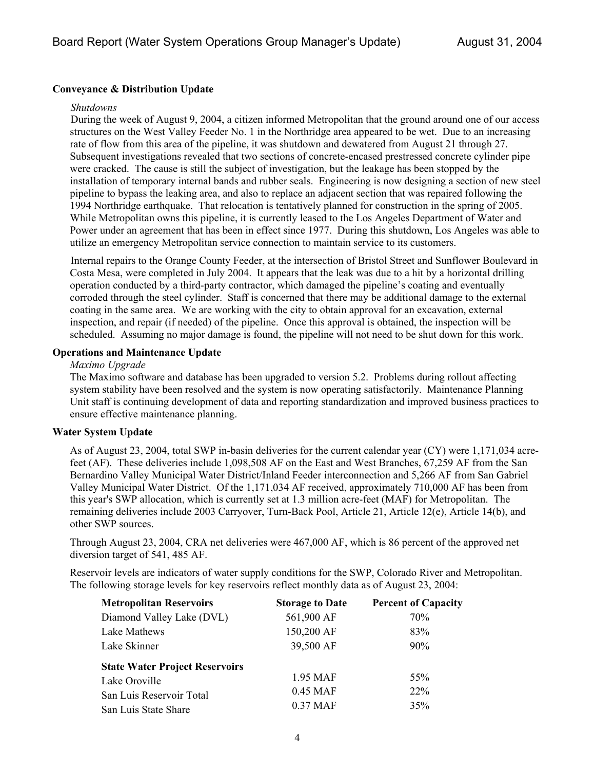**Conveyance & Distribution Update**

*Shutdowns*

During the week of August 9, 2004, a citizen informed Metropolitan that the ground around one of our access structures on the West Valley Feeder No. 1 in the Northridge area appeared to be wet. Due to an increasing rate of flow from this area of the pipeline, it was shutdown and dewatered from August 21 through 27. Subsequent investigations revealed that two sections of concrete-encased prestressed concrete cylinder pipe were cracked. The cause is still the subject of investigation, but the leakage has been stopped by the installation of temporary internal bands and rubber seals. Engineering is now designing a section of new steel pipeline to bypass the leaking area, and also to replace an adjacent section that was repaired following the 1994 Northridge earthquake. That relocation is tentatively planned for construction in the spring of 2005. While Metropolitan owns this pipeline, it is currently leased to the Los Angeles Department of Water and Power under an agreement that has been in effect since 1977. During this shutdown, Los Angeles was able to utilize an emergency Metropolitan service connection to maintain service to its customers.

Internal repairs to the Orange County Feeder, at the intersection of Bristol Street and Sunflower Boulevard in Costa Mesa, were completed in July 2004. It appears that the leak was due to a hit by a horizontal drilling operation conducted by a third-party contractor, which damaged the pipeline's coating and eventually corroded through the steel cylinder. Staff is concerned that there may be additional damage to the external coating in the same area. We are working with the city to obtain approval for an excavation, external inspection, and repair (if needed) of the pipeline. Once this approval is obtained, the inspection will be scheduled. Assuming no major damage is found, the pipeline will not need to be shut down for this work.

**Operations and Maintenance Update**

*Maximo Upgrade*

The Maximo software and database has been upgraded to version 5.2. Problems during rollout affecting system stability have been resolved and the system is now operating satisfactorily. Maintenance Planning Unit staff is continuing development of data and reporting standardization and improved business practices to ensure effective maintenance planning.

**Water System Update**

As of August 23, 2004, total SWP in-basin deliveries for the current calendar year (CY) were 1,171,034 acre-feet (AF). These deliveries include 1,098,508 AF on the East and West Branches, 67,259 AF from the San Bernardino Valley Municipal Water District/Inland Feeder interconnection and 5,266 AF from San Gabriel Valley Municipal Water District. Of the 1,171,034 AF received, approximately 710,000 AF has been from this year's SWP allocation, which is currently set at 1.3 million acre-feet (MAF) for Metropolitan. The remaining deliveries include 2003 Carryover, Turn-Back Pool, Article 21, Article 12(e), Article 14(b), and other SWP sources.

Through August 23, 2004, CRA net deliveries were 467,000 AF, which is 86 percent of the approved net diversion target of 541, 485 AF.

Reservoir levels are indicators of water supply conditions for the SWP, Colorado River and Metropolitan. The following storage levels for key reservoirs reflect monthly data as of August 23, 2004:

| **Metropolitan Reservoirs** | **Storage to Date** | **Percent of Capacity** |
|---|---|---|
| Diamond Valley Lake (DVL) | 561,900 AF | 70% |
| Lake Mathews | 150,200 AF | 83% |
| Lake Skinner | 39,500 AF | 90% |
| **State Water Project Reservoirs** | | |
| Lake Oroville | 1.95 MAF | 55% |
| San Luis Reservoir Total | 0.45 MAF | 22% |
| San Luis State Share | 0.37 MAF | 35% |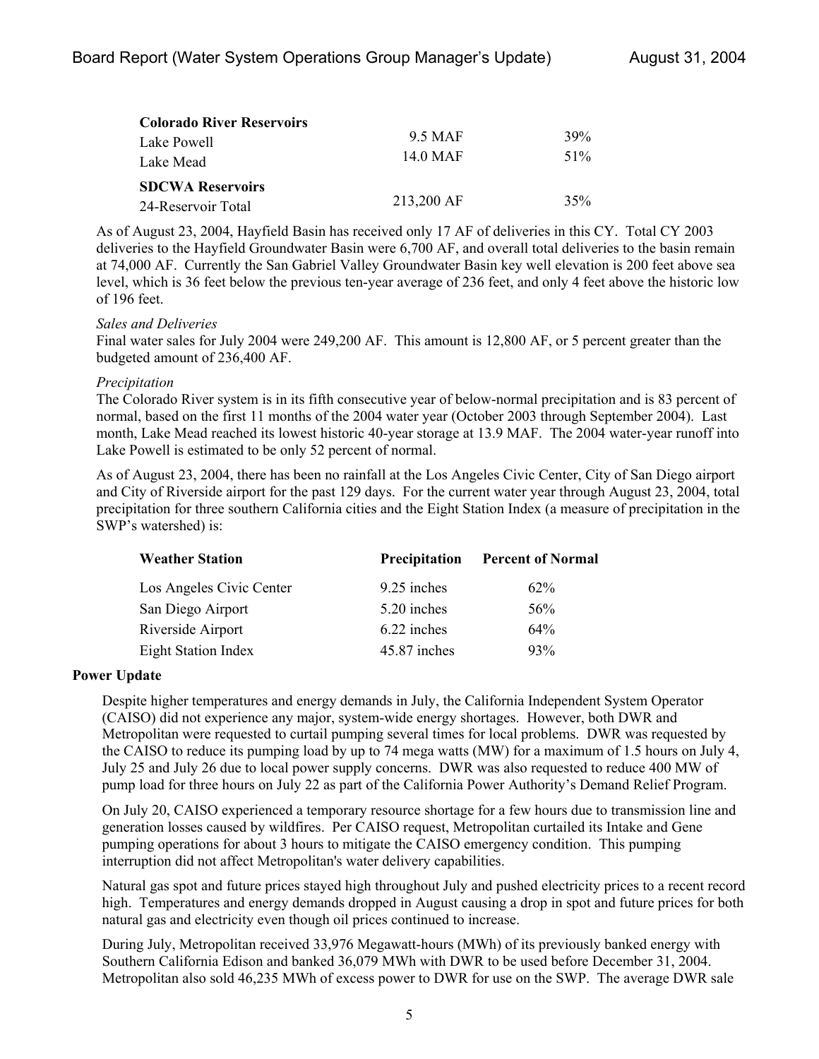| | | |
|---|---|---|
| **Colorado River Reservoirs** | | |
| Lake Powell | 9.5 MAF | 39% |
| Lake Mead | 14.0 MAF | 51% |
| **SDCWA Reservoirs** | | |
| 24-Reservoir Total | 213,200 AF | 35% |

As of August 23, 2004, Hayfield Basin has received only 17 AF of deliveries in this CY. Total CY 2003 deliveries to the Hayfield Groundwater Basin were 6,700 AF, and overall total deliveries to the basin remain at 74,000 AF. Currently the San Gabriel Valley Groundwater Basin key well elevation is 200 feet above sea level, which is 36 feet below the previous ten-year average of 236 feet, and only 4 feet above the historic low of 196 feet.

*Sales and Deliveries*

Final water sales for July 2004 were 249,200 AF. This amount is 12,800 AF, or 5 percent greater than the budgeted amount of 236,400 AF.

*Precipitation*

The Colorado River system is in its fifth consecutive year of below-normal precipitation and is 83 percent of normal, based on the first 11 months of the 2004 water year (October 2003 through September 2004). Last month, Lake Mead reached its lowest historic 40-year storage at 13.9 MAF. The 2004 water-year runoff into Lake Powell is estimated to be only 52 percent of normal.

As of August 23, 2004, there has been no rainfall at the Los Angeles Civic Center, City of San Diego airport and City of Riverside airport for the past 129 days. For the current water year through August 23, 2004, total precipitation for three southern California cities and the Eight Station Index (a measure of precipitation in the SWP's watershed) is:

| Weather Station | Precipitation | Percent of Normal |
|---|---|---|
| Los Angeles Civic Center | 9.25 inches | 62% |
| San Diego Airport | 5.20 inches | 56% |
| Riverside Airport | 6.22 inches | 64% |
| Eight Station Index | 45.87 inches | 93% |

**Power Update**

Despite higher temperatures and energy demands in July, the California Independent System Operator (CAISO) did not experience any major, system-wide energy shortages. However, both DWR and Metropolitan were requested to curtail pumping several times for local problems. DWR was requested by the CAISO to reduce its pumping load by up to 74 mega watts (MW) for a maximum of 1.5 hours on July 4, July 25 and July 26 due to local power supply concerns. DWR was also requested to reduce 400 MW of pump load for three hours on July 22 as part of the California Power Authority's Demand Relief Program.

On July 20, CAISO experienced a temporary resource shortage for a few hours due to transmission line and generation losses caused by wildfires. Per CAISO request, Metropolitan curtailed its Intake and Gene pumping operations for about 3 hours to mitigate the CAISO emergency condition. This pumping interruption did not affect Metropolitan's water delivery capabilities.

Natural gas spot and future prices stayed high throughout July and pushed electricity prices to a recent record high. Temperatures and energy demands dropped in August causing a drop in spot and future prices for both natural gas and electricity even though oil prices continued to increase.

During July, Metropolitan received 33,976 Megawatt-hours (MWh) of its previously banked energy with Southern California Edison and banked 36,079 MWh with DWR to be used before December 31, 2004. Metropolitan also sold 46,235 MWh of excess power to DWR for use on the SWP. The average DWR sale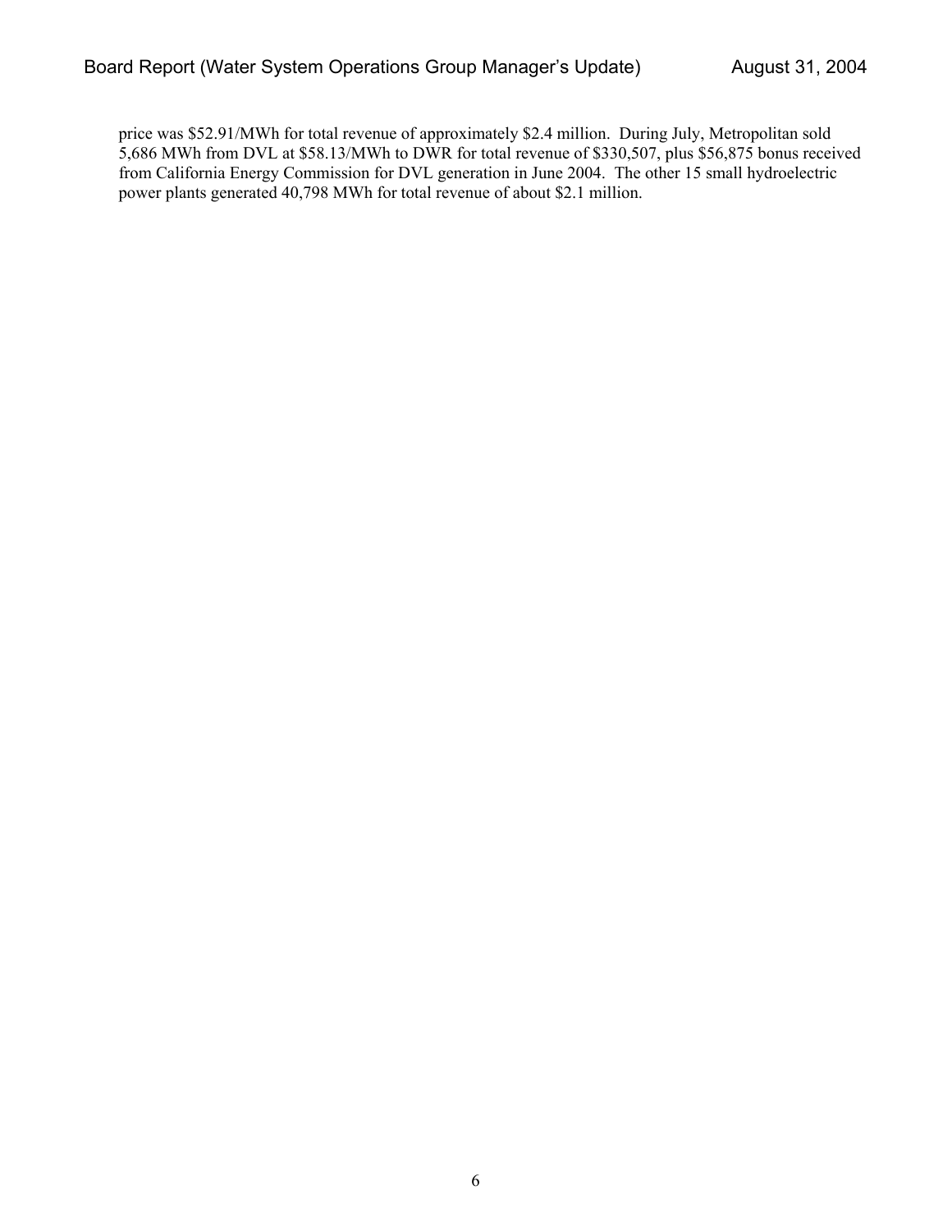price was $52.91/MWh for total revenue of approximately $2.4 million. During July, Metropolitan sold 5,686 MWh from DVL at $58.13/MWh to DWR for total revenue of $330,507, plus $56,875 bonus received from California Energy Commission for DVL generation in June 2004. The other 15 small hydroelectric power plants generated 40,798 MWh for total revenue of about $2.1 million.